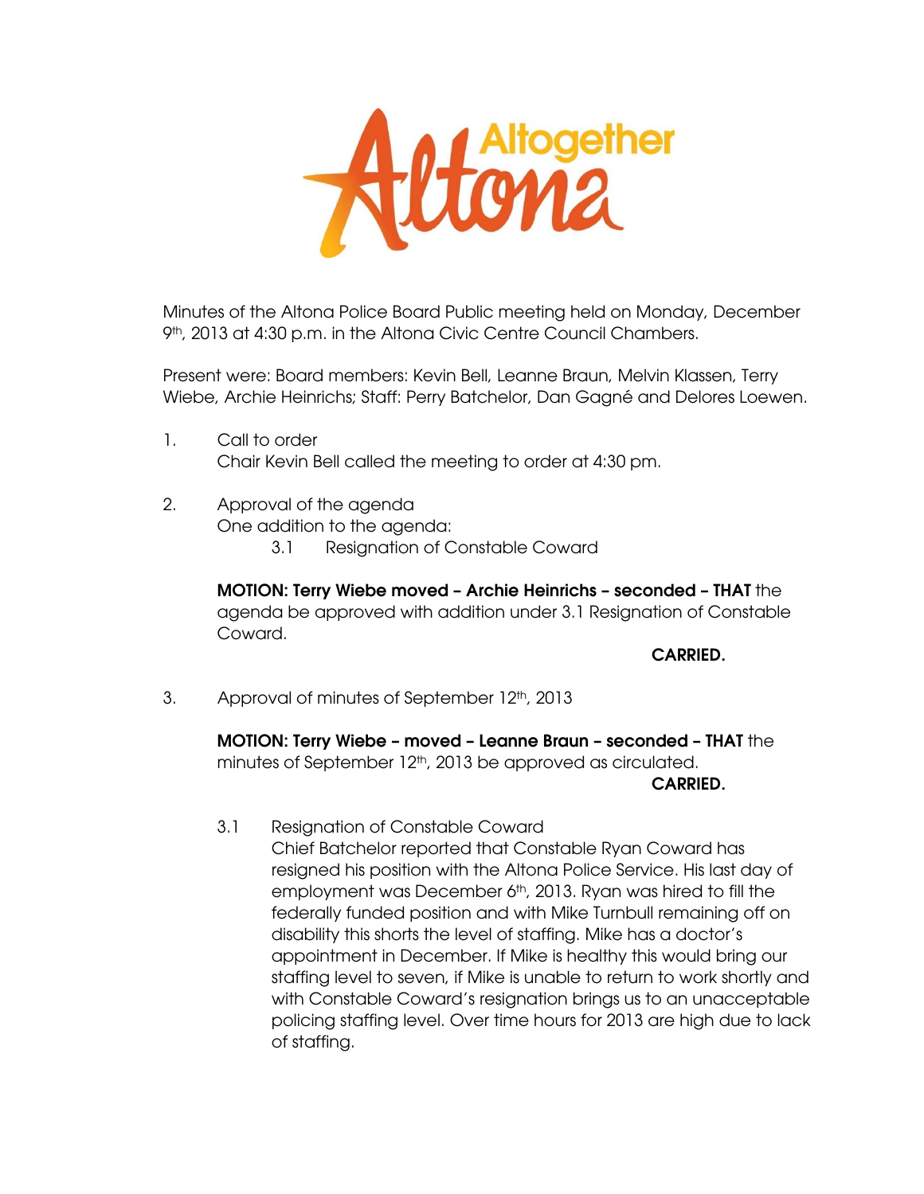Altogether Altona

Minutes of the Altona Police Board Public meeting held on Monday, December 9th, 2013 at 4:30 p.m. in the Altona Civic Centre Council Chambers.

Present were: Board members: Kevin Bell, Leanne Braun, Melvin Klassen, Terry Wiebe, Archie Heinrichs; Staff: Perry Batchelor, Dan Gagné and Delores Loewen.

1. Call to order
   Chair Kevin Bell called the meeting to order at 4:30 pm.

2. Approval of the agenda
   One addition to the agenda:
   3.1 Resignation of Constable Coward

   **MOTION: Terry Wiebe moved – Archie Heinrichs – seconded – THAT** the agenda be approved with addition under 3.1 Resignation of Constable Coward.

   **CARRIED.**

3. Approval of minutes of September 12th, 2013

   **MOTION: Terry Wiebe – moved – Leanne Braun – seconded – THAT** the minutes of September 12th, 2013 be approved as circulated.

   **CARRIED.**

   3.1 Resignation of Constable Coward
   Chief Batchelor reported that Constable Ryan Coward has resigned his position with the Altona Police Service. His last day of employment was December 6th, 2013. Ryan was hired to fill the federally funded position and with Mike Turnbull remaining off on disability this shorts the level of staffing. Mike has a doctor's appointment in December. If Mike is healthy this would bring our staffing level to seven, if Mike is unable to return to work shortly and with Constable Coward's resignation brings us to an unacceptable policing staffing level. Over time hours for 2013 are high due to lack of staffing.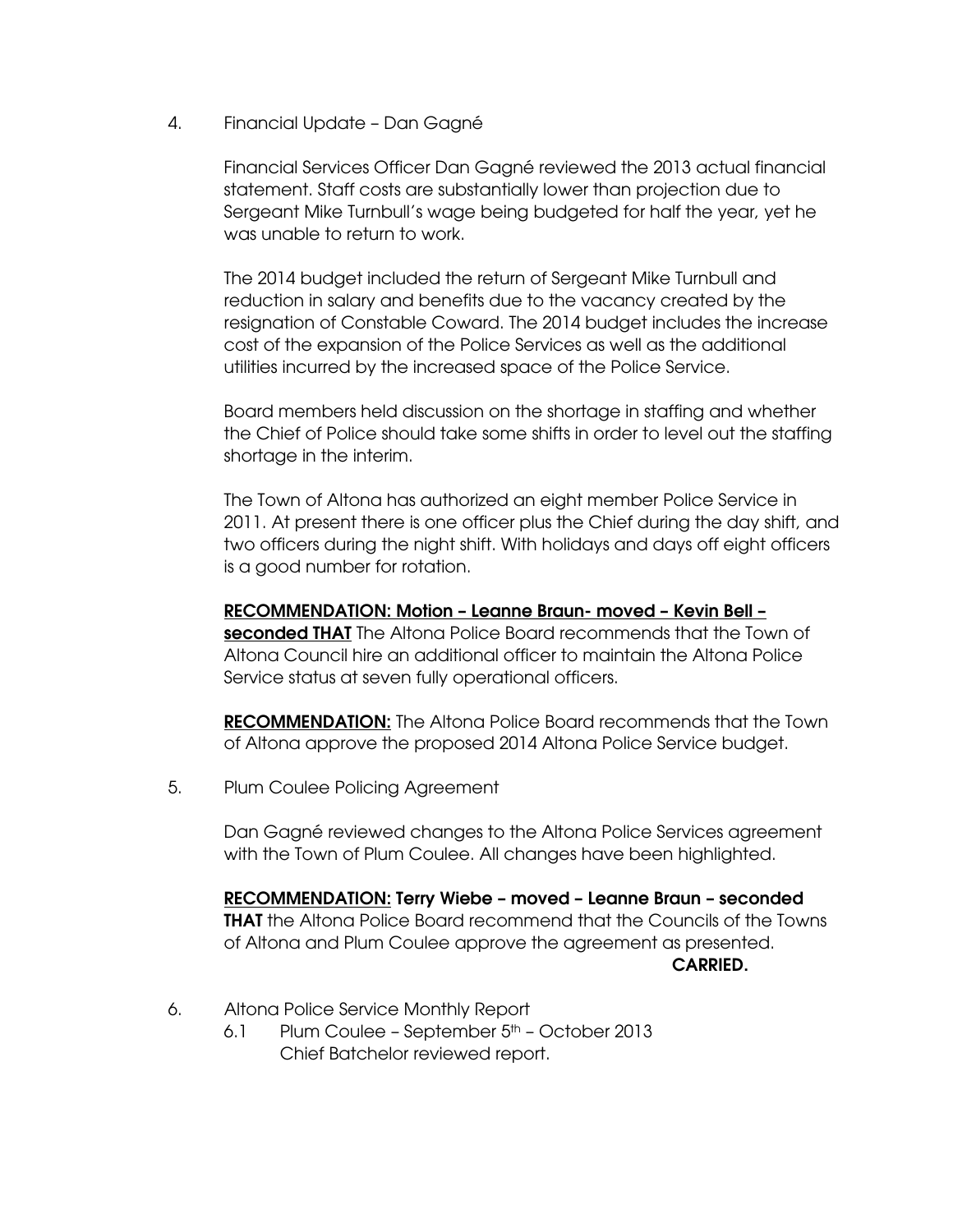4. Financial Update – Dan Gagné

Financial Services Officer Dan Gagné reviewed the 2013 actual financial statement. Staff costs are substantially lower than projection due to Sergeant Mike Turnbull's wage being budgeted for half the year, yet he was unable to return to work.

The 2014 budget included the return of Sergeant Mike Turnbull and reduction in salary and benefits due to the vacancy created by the resignation of Constable Coward. The 2014 budget includes the increase cost of the expansion of the Police Services as well as the additional utilities incurred by the increased space of the Police Service.

Board members held discussion on the shortage in staffing and whether the Chief of Police should take some shifts in order to level out the staffing shortage in the interim.

The Town of Altona has authorized an eight member Police Service in 2011. At present there is one officer plus the Chief during the day shift, and two officers during the night shift. With holidays and days off eight officers is a good number for rotation.

**RECOMMENDATION: Motion – Leanne Braun- moved – Kevin Bell – seconded THAT** The Altona Police Board recommends that the Town of Altona Council hire an additional officer to maintain the Altona Police Service status at seven fully operational officers.

**RECOMMENDATION:** The Altona Police Board recommends that the Town of Altona approve the proposed 2014 Altona Police Service budget.

5. Plum Coulee Policing Agreement

Dan Gagné reviewed changes to the Altona Police Services agreement with the Town of Plum Coulee. All changes have been highlighted.

**RECOMMENDATION: Terry Wiebe – moved – Leanne Braun – seconded THAT** the Altona Police Board recommend that the Councils of the Towns of Altona and Plum Coulee approve the agreement as presented.

**CARRIED.**

6. Altona Police Service Monthly Report
   6.1 Plum Coulee – September 5th – October 2013
   Chief Batchelor reviewed report.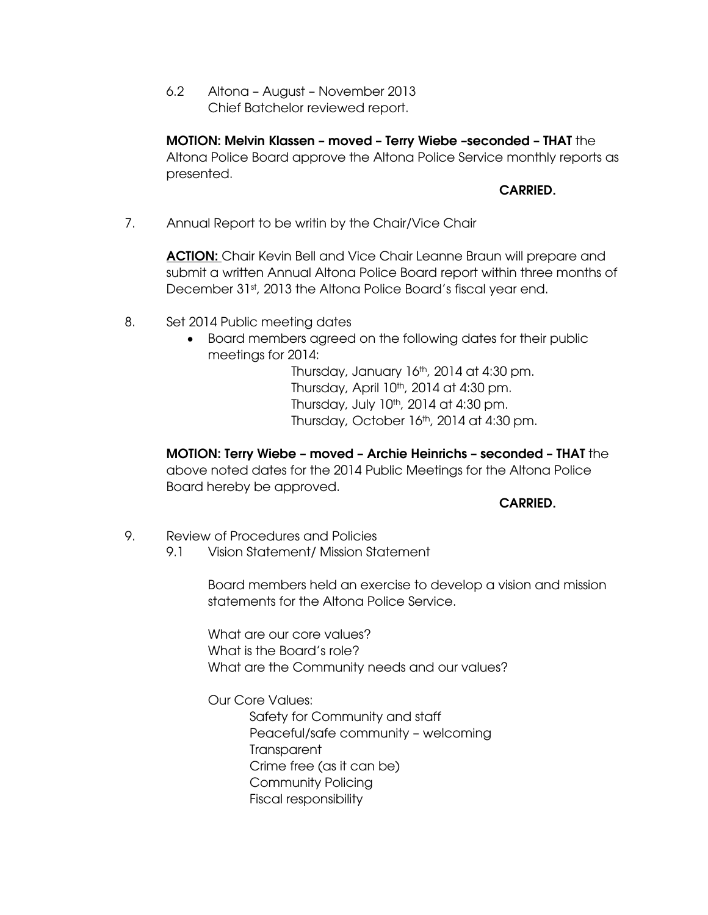6.2 Altona – August – November 2013
Chief Batchelor reviewed report.

**MOTION: Melvin Klassen – moved – Terry Wiebe –seconded – THAT** the Altona Police Board approve the Altona Police Service monthly reports as presented.

**CARRIED.**

7. Annual Report to be writin by the Chair/Vice Chair

**<u>ACTION:</u>** Chair Kevin Bell and Vice Chair Leanne Braun will prepare and submit a written Annual Altona Police Board report within three months of December 31st, 2013 the Altona Police Board's fiscal year end.

8. Set 2014 Public meeting dates
   - Board members agreed on the following dates for their public meetings for 2014:

     Thursday, January 16th, 2014 at 4:30 pm.
     Thursday, April 10th, 2014 at 4:30 pm.
     Thursday, July 10th, 2014 at 4:30 pm.
     Thursday, October 16th, 2014 at 4:30 pm.

**MOTION: Terry Wiebe – moved – Archie Heinrichs – seconded – THAT** the above noted dates for the 2014 Public Meetings for the Altona Police Board hereby be approved.

**CARRIED.**

9. Review of Procedures and Policies

9.1 Vision Statement/ Mission Statement

Board members held an exercise to develop a vision and mission statements for the Altona Police Service.

What are our core values?
What is the Board's role?
What are the Community needs and our values?

Our Core Values:

Safety for Community and staff
Peaceful/safe community – welcoming
Transparent
Crime free (as it can be)
Community Policing
Fiscal responsibility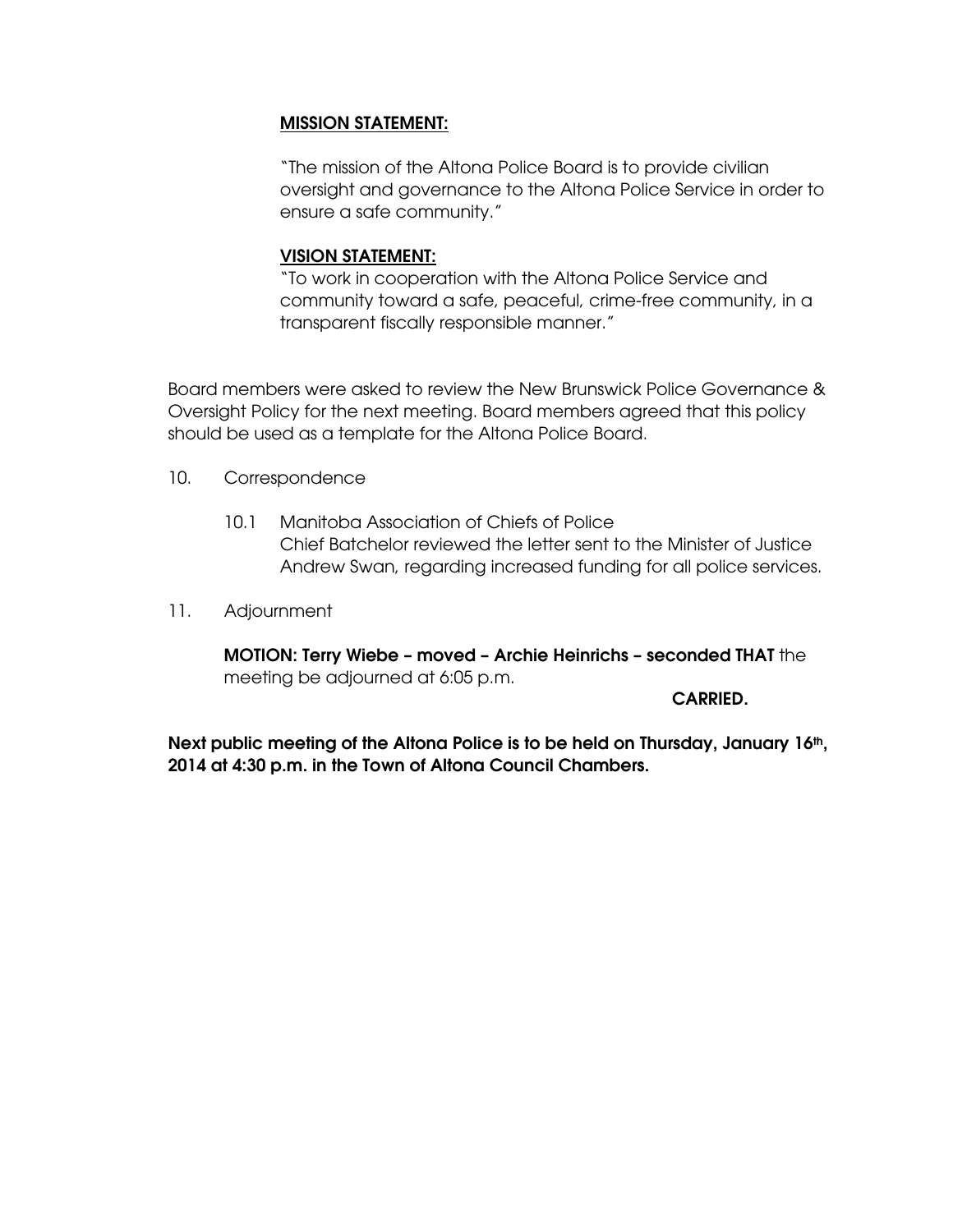**MISSION STATEMENT:**

"The mission of the Altona Police Board is to provide civilian oversight and governance to the Altona Police Service in order to ensure a safe community."

**VISION STATEMENT:**

"To work in cooperation with the Altona Police Service and community toward a safe, peaceful, crime-free community, in a transparent fiscally responsible manner."

Board members were asked to review the New Brunswick Police Governance & Oversight Policy for the next meeting. Board members agreed that this policy should be used as a template for the Altona Police Board.

10. Correspondence

    10.1 Manitoba Association of Chiefs of Police
    Chief Batchelor reviewed the letter sent to the Minister of Justice Andrew Swan, regarding increased funding for all police services.

11. Adjournment

    **MOTION: Terry Wiebe – moved – Archie Heinrichs – seconded THAT** the meeting be adjourned at 6:05 p.m.

    **CARRIED.**

**Next public meeting of the Altona Police is to be held on Thursday, January 16th, 2014 at 4:30 p.m. in the Town of Altona Council Chambers.**